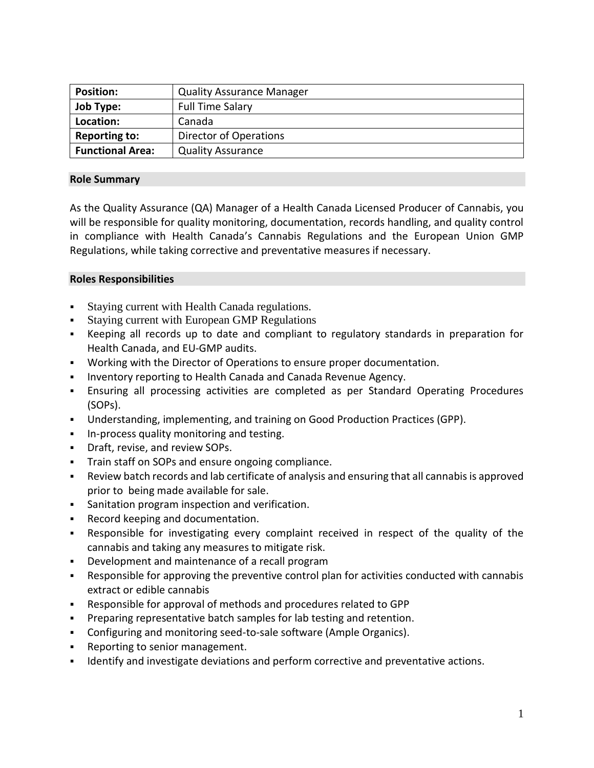| **Position:** | Quality Assurance Manager |
|---|---|
| **Job Type:** | Full Time Salary |
| **Location:** | Canada |
| **Reporting to:** | Director of Operations |
| **Functional Area:** | Quality Assurance |

## Role Summary

As the Quality Assurance (QA) Manager of a Health Canada Licensed Producer of Cannabis, you will be responsible for quality monitoring, documentation, records handling, and quality control in compliance with Health Canada's Cannabis Regulations and the European Union GMP Regulations, while taking corrective and preventative measures if necessary.

## Roles Responsibilities

- Staying current with Health Canada regulations.
- Staying current with European GMP Regulations
- Keeping all records up to date and compliant to regulatory standards in preparation for Health Canada, and EU-GMP audits.
- Working with the Director of Operations to ensure proper documentation.
- Inventory reporting to Health Canada and Canada Revenue Agency.
- Ensuring all processing activities are completed as per Standard Operating Procedures (SOPs).
- Understanding, implementing, and training on Good Production Practices (GPP).
- In-process quality monitoring and testing.
- Draft, revise, and review SOPs.
- Train staff on SOPs and ensure ongoing compliance.
- Review batch records and lab certificate of analysis and ensuring that all cannabis is approved prior to being made available for sale.
- Sanitation program inspection and verification.
- Record keeping and documentation.
- Responsible for investigating every complaint received in respect of the quality of the cannabis and taking any measures to mitigate risk.
- Development and maintenance of a recall program
- Responsible for approving the preventive control plan for activities conducted with cannabis extract or edible cannabis
- Responsible for approval of methods and procedures related to GPP
- Preparing representative batch samples for lab testing and retention.
- Configuring and monitoring seed-to-sale software (Ample Organics).
- Reporting to senior management.
- Identify and investigate deviations and perform corrective and preventative actions.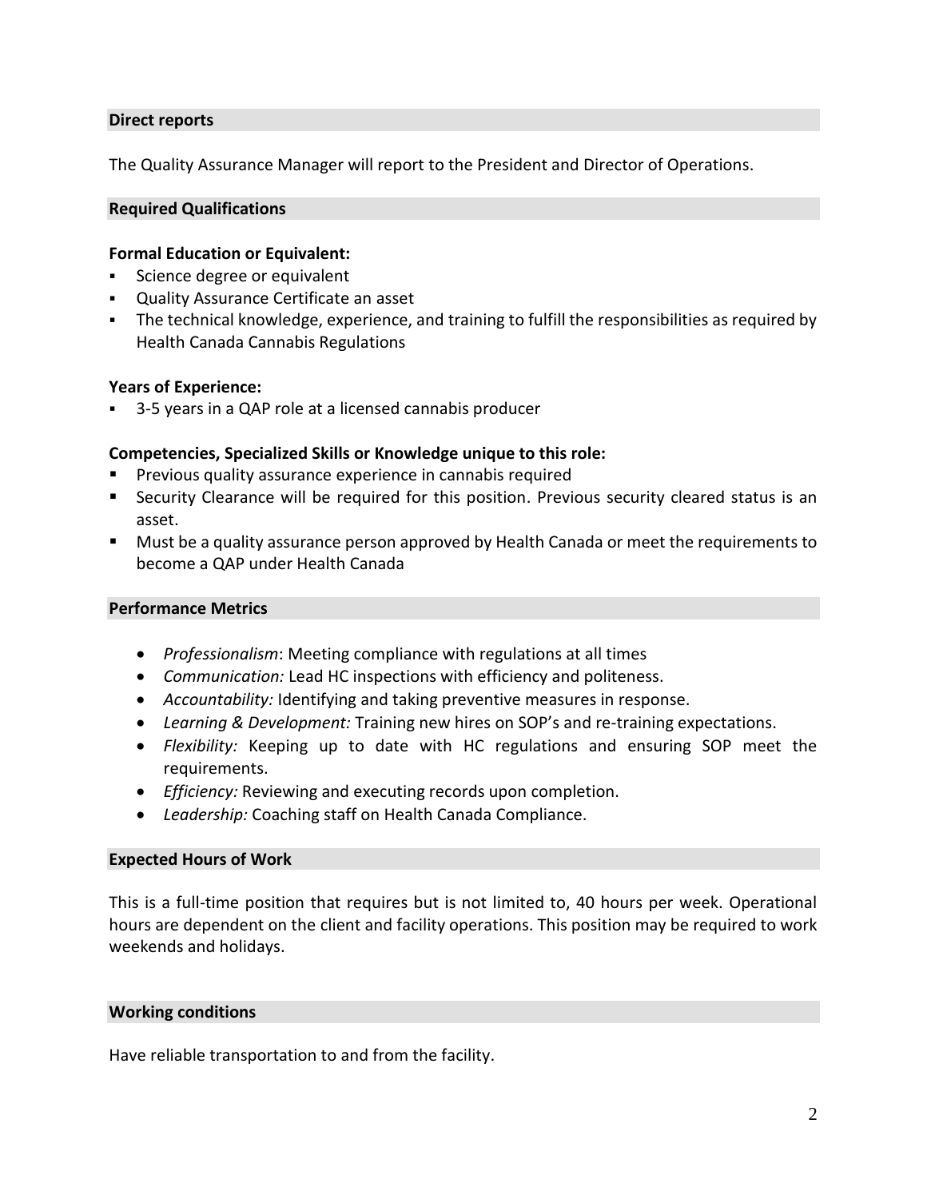## Direct reports

The Quality Assurance Manager will report to the President and Director of Operations.

## Required Qualifications

**Formal Education or Equivalent:**

- Science degree or equivalent
- Quality Assurance Certificate an asset
- The technical knowledge, experience, and training to fulfill the responsibilities as required by Health Canada Cannabis Regulations

**Years of Experience:**

- 3-5 years in a QAP role at a licensed cannabis producer

**Competencies, Specialized Skills or Knowledge unique to this role:**

- Previous quality assurance experience in cannabis required
- Security Clearance will be required for this position. Previous security cleared status is an asset.
- Must be a quality assurance person approved by Health Canada or meet the requirements to become a QAP under Health Canada

## Performance Metrics

- *Professionalism*: Meeting compliance with regulations at all times
- *Communication:* Lead HC inspections with efficiency and politeness.
- *Accountability:* Identifying and taking preventive measures in response.
- *Learning & Development:* Training new hires on SOP's and re-training expectations.
- *Flexibility:* Keeping up to date with HC regulations and ensuring SOP meet the requirements.
- *Efficiency:* Reviewing and executing records upon completion.
- *Leadership:* Coaching staff on Health Canada Compliance.

## Expected Hours of Work

This is a full-time position that requires but is not limited to, 40 hours per week. Operational hours are dependent on the client and facility operations. This position may be required to work weekends and holidays.

## Working conditions

Have reliable transportation to and from the facility.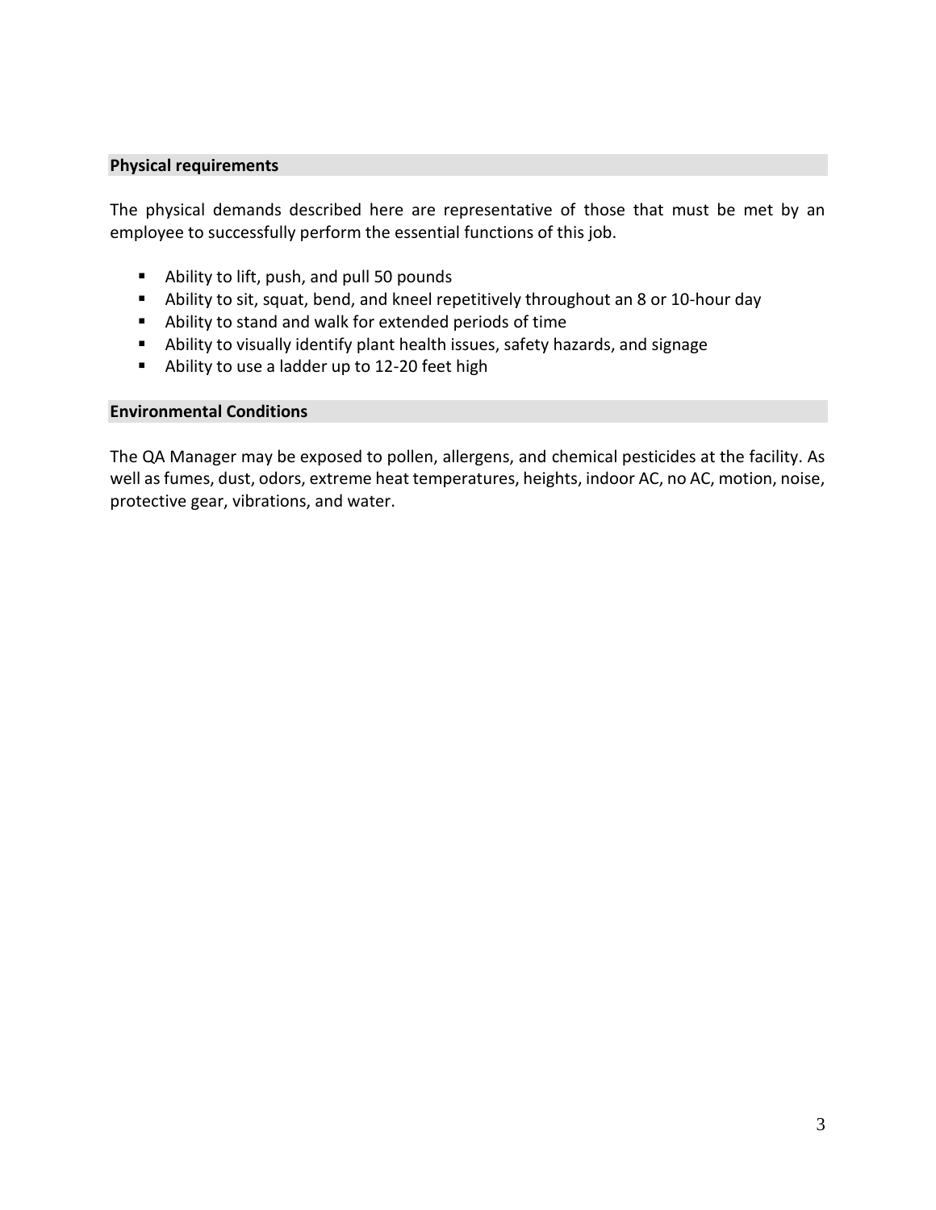## Physical requirements

The physical demands described here are representative of those that must be met by an employee to successfully perform the essential functions of this job.

- Ability to lift, push, and pull 50 pounds
- Ability to sit, squat, bend, and kneel repetitively throughout an 8 or 10-hour day
- Ability to stand and walk for extended periods of time
- Ability to visually identify plant health issues, safety hazards, and signage
- Ability to use a ladder up to 12-20 feet high

## Environmental Conditions

The QA Manager may be exposed to pollen, allergens, and chemical pesticides at the facility. As well as fumes, dust, odors, extreme heat temperatures, heights, indoor AC, no AC, motion, noise, protective gear, vibrations, and water.